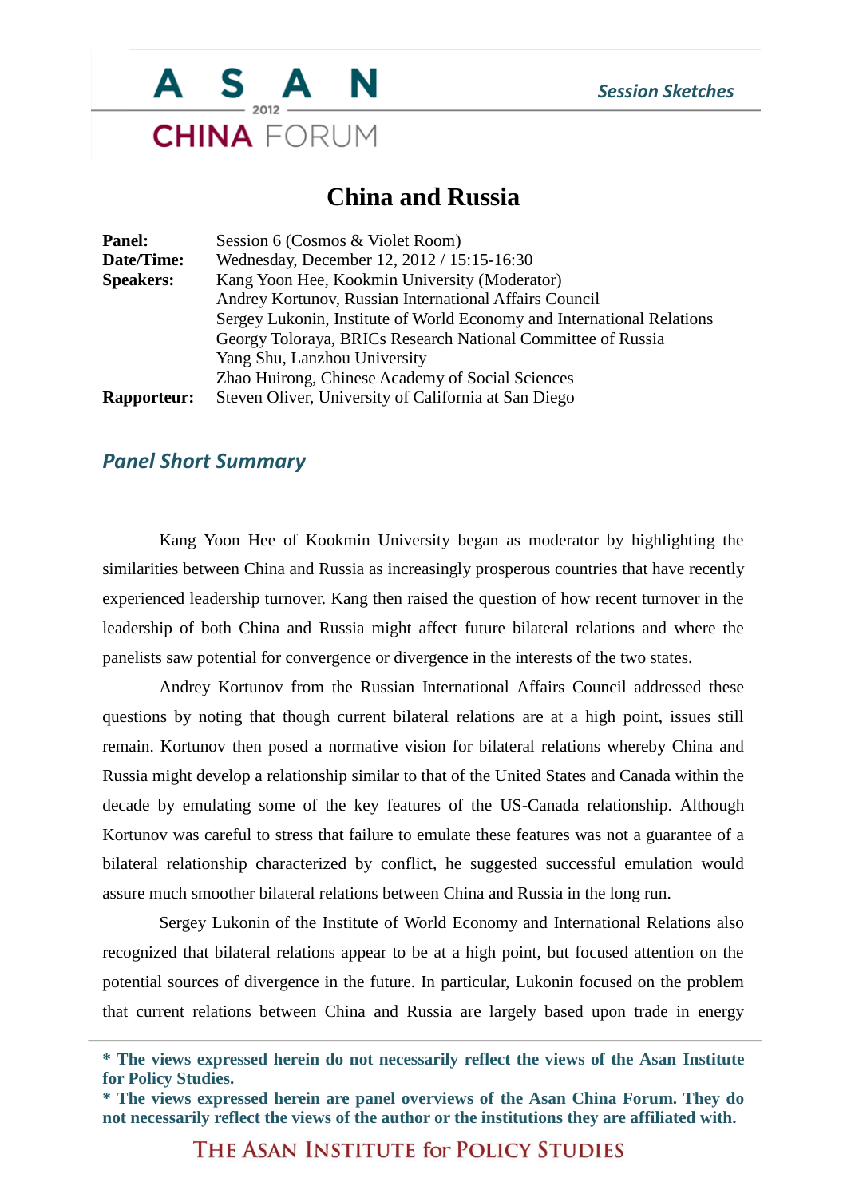# China and Russia

| | |
|---|---|
| **Panel:** | Session 6 (Cosmos & Violet Room) |
| **Date/Time:** | Wednesday, December 12, 2012 / 15:15-16:30 |
| **Speakers:** | Kang Yoon Hee, Kookmin University (Moderator) |
| | Andrey Kortunov, Russian International Affairs Council |
| | Sergey Lukonin, Institute of World Economy and International Relations |
| | Georgy Toloraya, BRICs Research National Committee of Russia |
| | Yang Shu, Lanzhou University |
| | Zhao Huirong, Chinese Academy of Social Sciences |
| **Rapporteur:** | Steven Oliver, University of California at San Diego |

## *Panel Short Summary*

Kang Yoon Hee of Kookmin University began as moderator by highlighting the similarities between China and Russia as increasingly prosperous countries that have recently experienced leadership turnover. Kang then raised the question of how recent turnover in the leadership of both China and Russia might affect future bilateral relations and where the panelists saw potential for convergence or divergence in the interests of the two states.

Andrey Kortunov from the Russian International Affairs Council addressed these questions by noting that though current bilateral relations are at a high point, issues still remain. Kortunov then posed a normative vision for bilateral relations whereby China and Russia might develop a relationship similar to that of the United States and Canada within the decade by emulating some of the key features of the US-Canada relationship. Although Kortunov was careful to stress that failure to emulate these features was not a guarantee of a bilateral relationship characterized by conflict, he suggested successful emulation would assure much smoother bilateral relations between China and Russia in the long run.

Sergey Lukonin of the Institute of World Economy and International Relations also recognized that bilateral relations appear to be at a high point, but focused attention on the potential sources of divergence in the future. In particular, Lukonin focused on the problem that current relations between China and Russia are largely based upon trade in energy

**\* The views expressed herein do not necessarily reflect the views of the Asan Institute for Policy Studies.**
**\* The views expressed herein are panel overviews of the Asan China Forum. They do not necessarily reflect the views of the author or the institutions they are affiliated with.**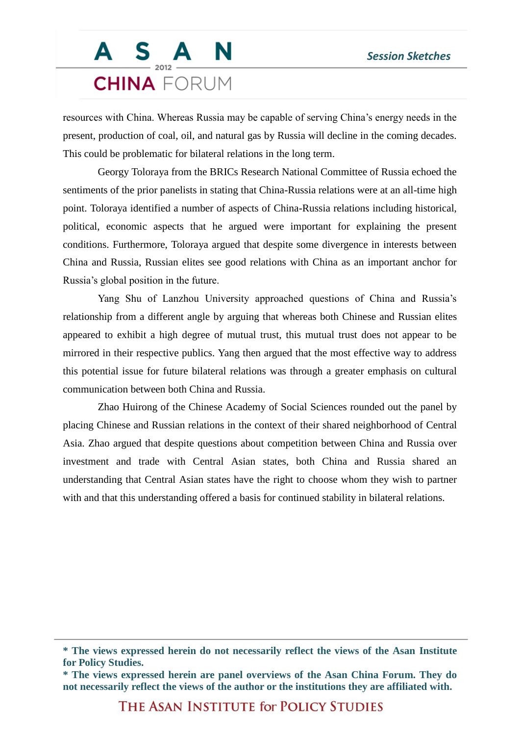resources with China. Whereas Russia may be capable of serving China's energy needs in the present, production of coal, oil, and natural gas by Russia will decline in the coming decades. This could be problematic for bilateral relations in the long term.

Georgy Toloraya from the BRICs Research National Committee of Russia echoed the sentiments of the prior panelists in stating that China-Russia relations were at an all-time high point. Toloraya identified a number of aspects of China-Russia relations including historical, political, economic aspects that he argued were important for explaining the present conditions. Furthermore, Toloraya argued that despite some divergence in interests between China and Russia, Russian elites see good relations with China as an important anchor for Russia's global position in the future.

Yang Shu of Lanzhou University approached questions of China and Russia's relationship from a different angle by arguing that whereas both Chinese and Russian elites appeared to exhibit a high degree of mutual trust, this mutual trust does not appear to be mirrored in their respective publics. Yang then argued that the most effective way to address this potential issue for future bilateral relations was through a greater emphasis on cultural communication between both China and Russia.

Zhao Huirong of the Chinese Academy of Social Sciences rounded out the panel by placing Chinese and Russian relations in the context of their shared neighborhood of Central Asia. Zhao argued that despite questions about competition between China and Russia over investment and trade with Central Asian states, both China and Russia shared an understanding that Central Asian states have the right to choose whom they wish to partner with and that this understanding offered a basis for continued stability in bilateral relations.

**\* The views expressed herein do not necessarily reflect the views of the Asan Institute for Policy Studies.**
**\* The views expressed herein are panel overviews of the Asan China Forum. They do not necessarily reflect the views of the author or the institutions they are affiliated with.**